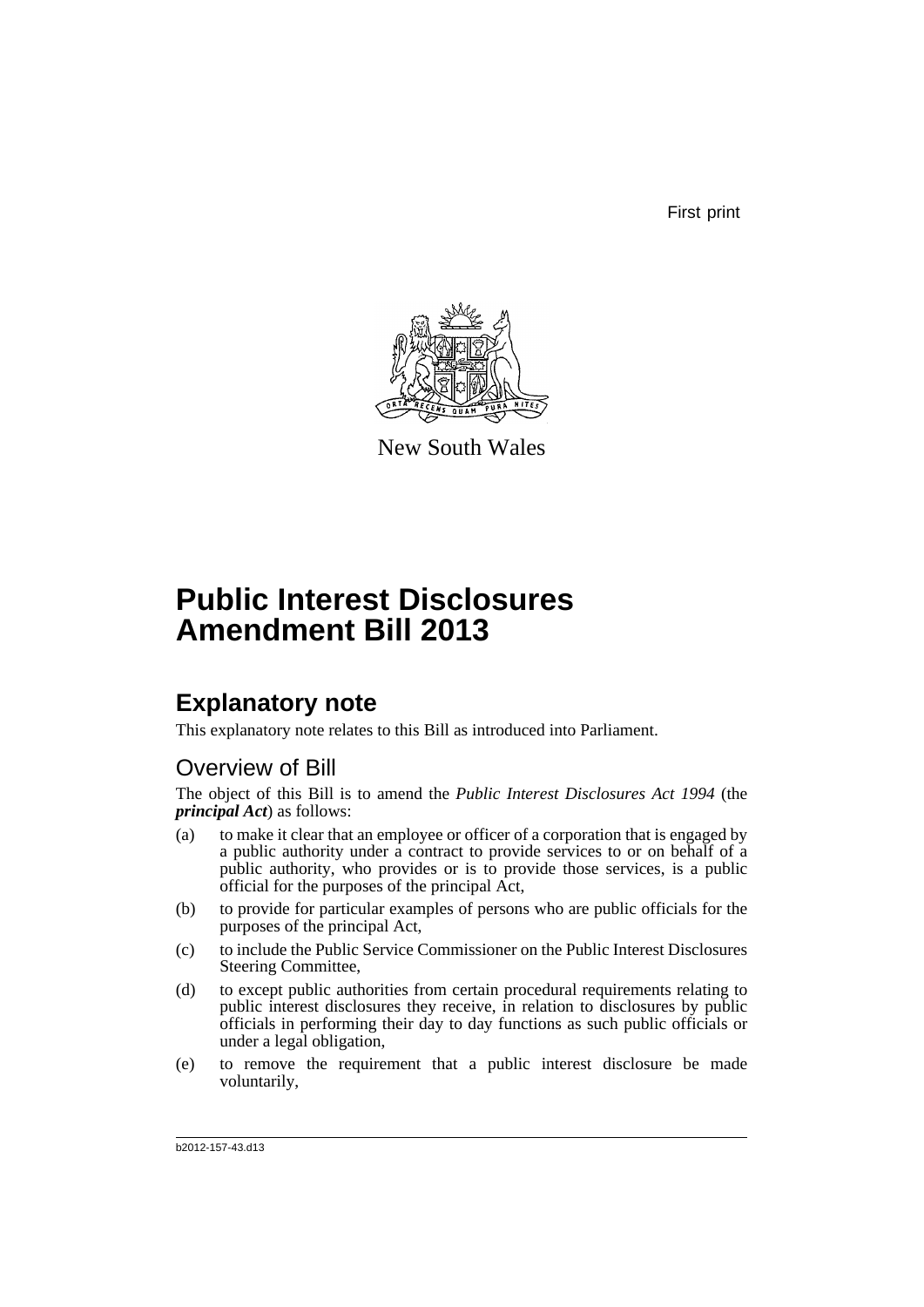First print

New South Wales

# Public Interest Disclosures Amendment Bill 2013

## Explanatory note

This explanatory note relates to this Bill as introduced into Parliament.

### Overview of Bill

The object of this Bill is to amend the *Public Interest Disclosures Act 1994* (the ***principal Act***) as follows:

(a) to make it clear that an employee or officer of a corporation that is engaged by a public authority under a contract to provide services to or on behalf of a public authority, who provides or is to provide those services, is a public official for the purposes of the principal Act,

(b) to provide for particular examples of persons who are public officials for the purposes of the principal Act,

(c) to include the Public Service Commissioner on the Public Interest Disclosures Steering Committee,

(d) to except public authorities from certain procedural requirements relating to public interest disclosures they receive, in relation to disclosures by public officials in performing their day to day functions as such public officials or under a legal obligation,

(e) to remove the requirement that a public interest disclosure be made voluntarily,

b2012-157-43.d13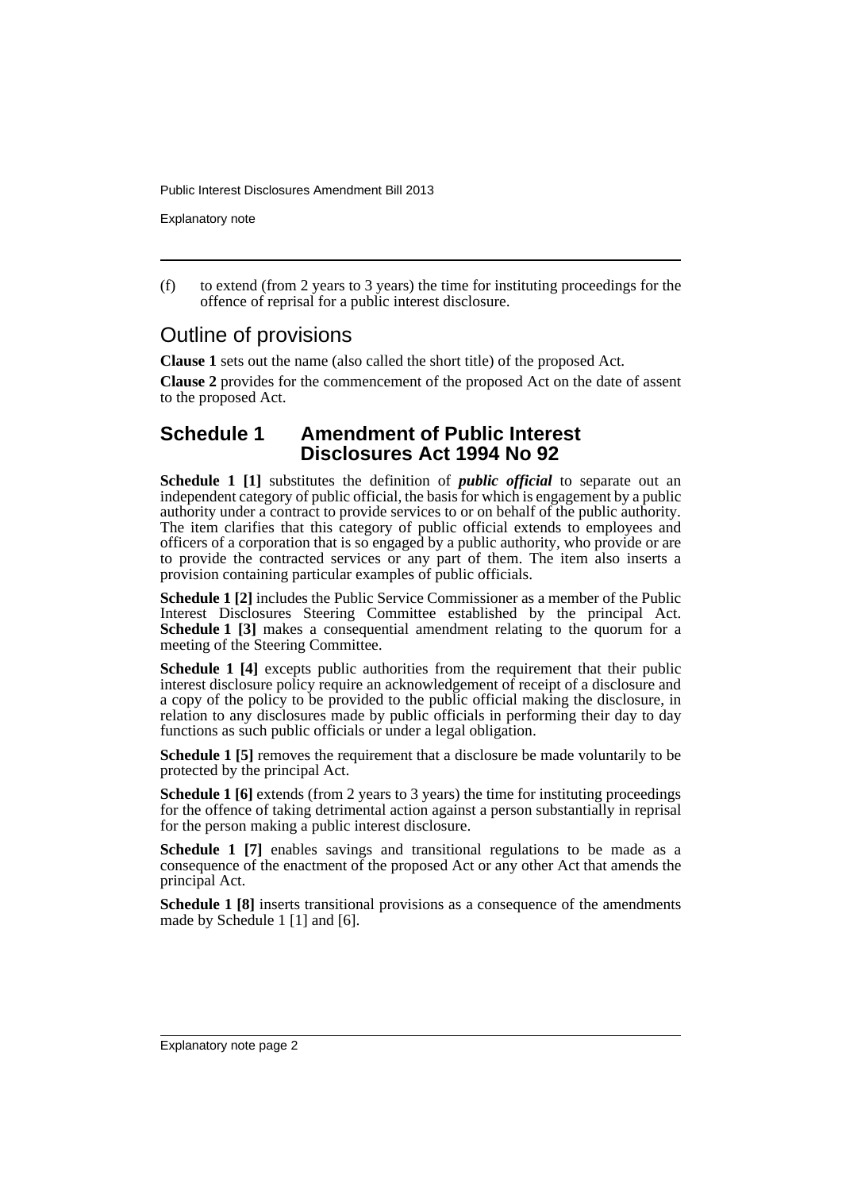(f) to extend (from 2 years to 3 years) the time for instituting proceedings for the offence of reprisal for a public interest disclosure.

## Outline of provisions

**Clause 1** sets out the name (also called the short title) of the proposed Act.

**Clause 2** provides for the commencement of the proposed Act on the date of assent to the proposed Act.

## Schedule 1 Amendment of Public Interest Disclosures Act 1994 No 92

**Schedule 1 [1]** substitutes the definition of ***public official*** to separate out an independent category of public official, the basis for which is engagement by a public authority under a contract to provide services to or on behalf of the public authority. The item clarifies that this category of public official extends to employees and officers of a corporation that is so engaged by a public authority, who provide or are to provide the contracted services or any part of them. The item also inserts a provision containing particular examples of public officials.

**Schedule 1 [2]** includes the Public Service Commissioner as a member of the Public Interest Disclosures Steering Committee established by the principal Act. **Schedule 1 [3]** makes a consequential amendment relating to the quorum for a meeting of the Steering Committee.

**Schedule 1 [4]** excepts public authorities from the requirement that their public interest disclosure policy require an acknowledgement of receipt of a disclosure and a copy of the policy to be provided to the public official making the disclosure, in relation to any disclosures made by public officials in performing their day to day functions as such public officials or under a legal obligation.

**Schedule 1 [5]** removes the requirement that a disclosure be made voluntarily to be protected by the principal Act.

**Schedule 1 [6]** extends (from 2 years to 3 years) the time for instituting proceedings for the offence of taking detrimental action against a person substantially in reprisal for the person making a public interest disclosure.

**Schedule 1 [7]** enables savings and transitional regulations to be made as a consequence of the enactment of the proposed Act or any other Act that amends the principal Act.

**Schedule 1 [8]** inserts transitional provisions as a consequence of the amendments made by Schedule 1 [1] and [6].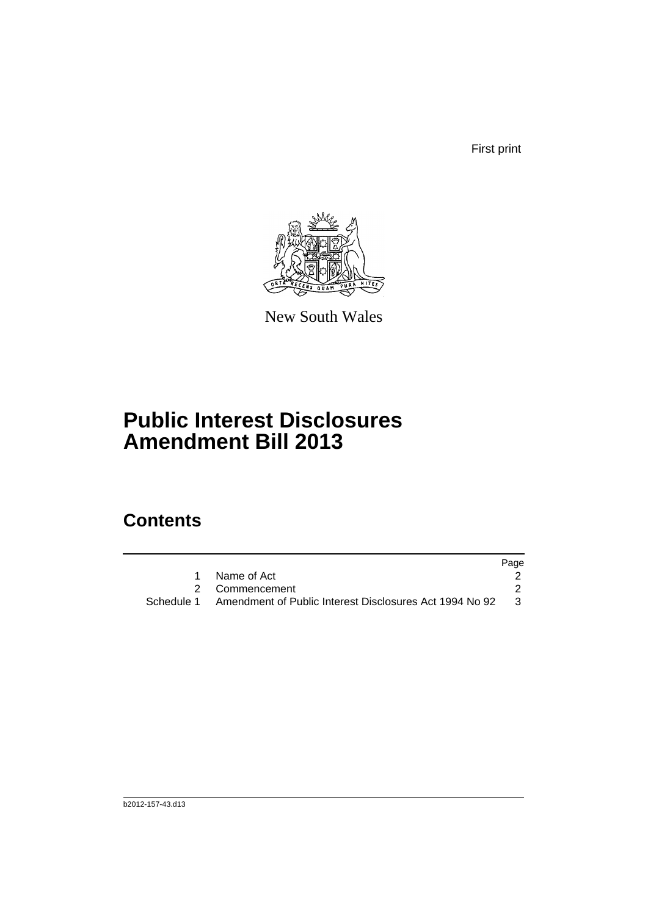First print

New South Wales

# Public Interest Disclosures Amendment Bill 2013

## Contents

| | | Page |
|---|---|---|
| 1 | Name of Act | 2 |
| 2 | Commencement | 2 |
| Schedule 1 | Amendment of Public Interest Disclosures Act 1994 No 92 | 3 |

b2012-157-43.d13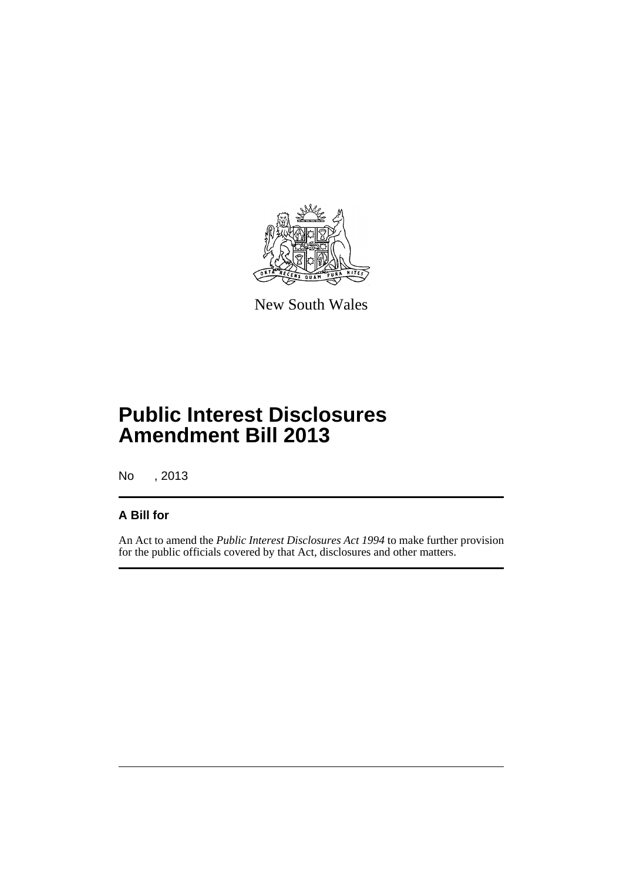New South Wales

# Public Interest Disclosures Amendment Bill 2013

No , 2013

## A Bill for

An Act to amend the *Public Interest Disclosures Act 1994* to make further provision for the public officials covered by that Act, disclosures and other matters.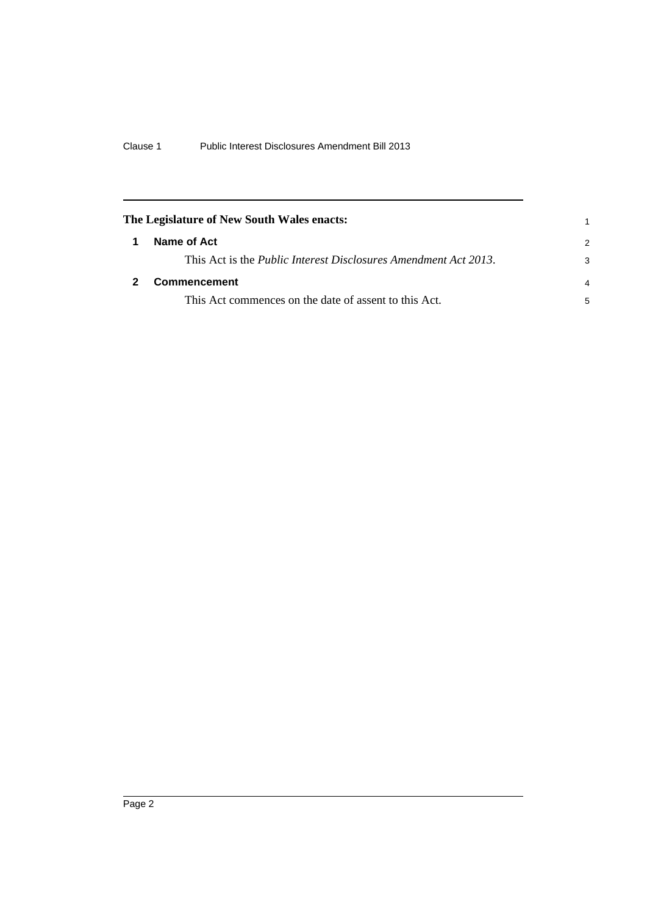**The Legislature of New South Wales enacts:**

## 1 Name of Act

This Act is the *Public Interest Disclosures Amendment Act 2013*.

## 2 Commencement

This Act commences on the date of assent to this Act.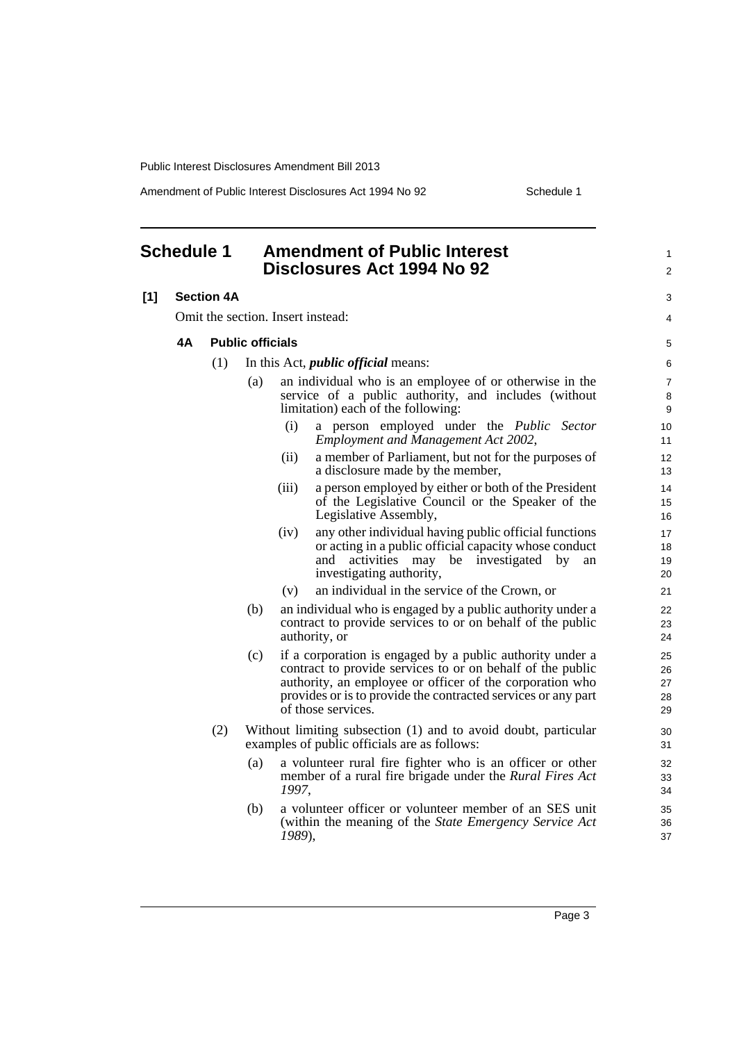# Schedule 1 Amendment of Public Interest Disclosures Act 1994 No 92

**[1] Section 4A**

Omit the section. Insert instead:

### 4A Public officials

(1) In this Act, ***public official*** means:

- (a) an individual who is an employee of or otherwise in the service of a public authority, and includes (without limitation) each of the following:
  - (i) a person employed under the *Public Sector Employment and Management Act 2002*,
  - (ii) a member of Parliament, but not for the purposes of a disclosure made by the member,
  - (iii) a person employed by either or both of the President of the Legislative Council or the Speaker of the Legislative Assembly,
  - (iv) any other individual having public official functions or acting in a public official capacity whose conduct and activities may be investigated by an investigating authority,
  - (v) an individual in the service of the Crown, or
- (b) an individual who is engaged by a public authority under a contract to provide services to or on behalf of the public authority, or
- (c) if a corporation is engaged by a public authority under a contract to provide services to or on behalf of the public authority, an employee or officer of the corporation who provides or is to provide the contracted services or any part of those services.

(2) Without limiting subsection (1) and to avoid doubt, particular examples of public officials are as follows:

- (a) a volunteer rural fire fighter who is an officer or other member of a rural fire brigade under the *Rural Fires Act 1997*,
- (b) a volunteer officer or volunteer member of an SES unit (within the meaning of the *State Emergency Service Act 1989*),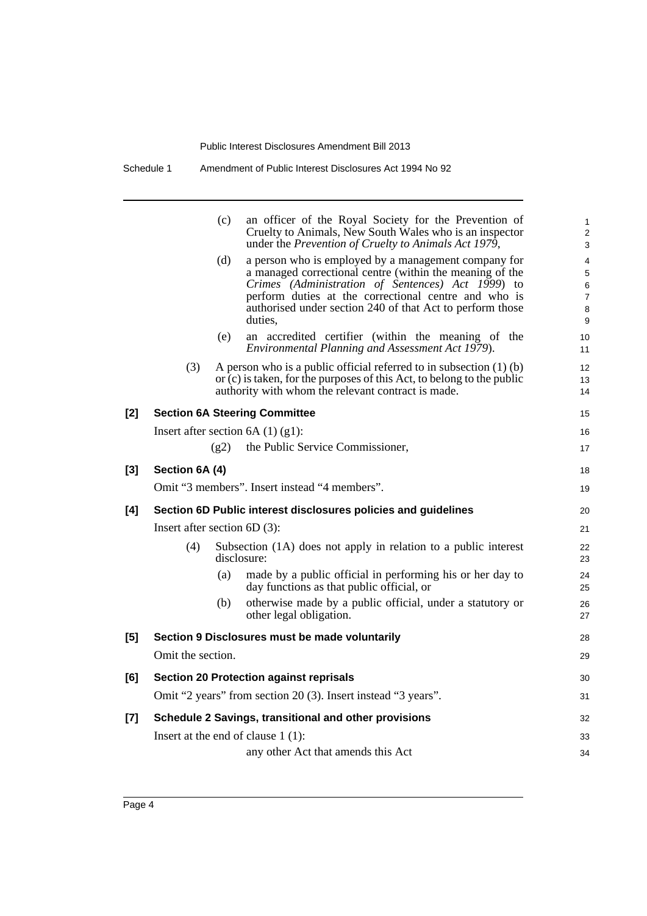(c) an officer of the Royal Society for the Prevention of Cruelty to Animals, New South Wales who is an inspector under the *Prevention of Cruelty to Animals Act 1979*,

(d) a person who is employed by a management company for a managed correctional centre (within the meaning of the *Crimes (Administration of Sentences) Act 1999*) to perform duties at the correctional centre and who is authorised under section 240 of that Act to perform those duties,

(e) an accredited certifier (within the meaning of the *Environmental Planning and Assessment Act 1979*).

(3) A person who is a public official referred to in subsection (1) (b) or (c) is taken, for the purposes of this Act, to belong to the public authority with whom the relevant contract is made.

**[2] Section 6A Steering Committee**

Insert after section 6A (1) (g1):

(g2) the Public Service Commissioner,

**[3] Section 6A (4)**

Omit "3 members". Insert instead "4 members".

**[4] Section 6D Public interest disclosures policies and guidelines**

Insert after section 6D (3):

(4) Subsection (1A) does not apply in relation to a public interest disclosure:

(a) made by a public official in performing his or her day to day functions as that public official, or

(b) otherwise made by a public official, under a statutory or other legal obligation.

**[5] Section 9 Disclosures must be made voluntarily**

Omit the section.

**[6] Section 20 Protection against reprisals**

Omit "2 years" from section 20 (3). Insert instead "3 years".

**[7] Schedule 2 Savings, transitional and other provisions**

Insert at the end of clause 1 (1):

any other Act that amends this Act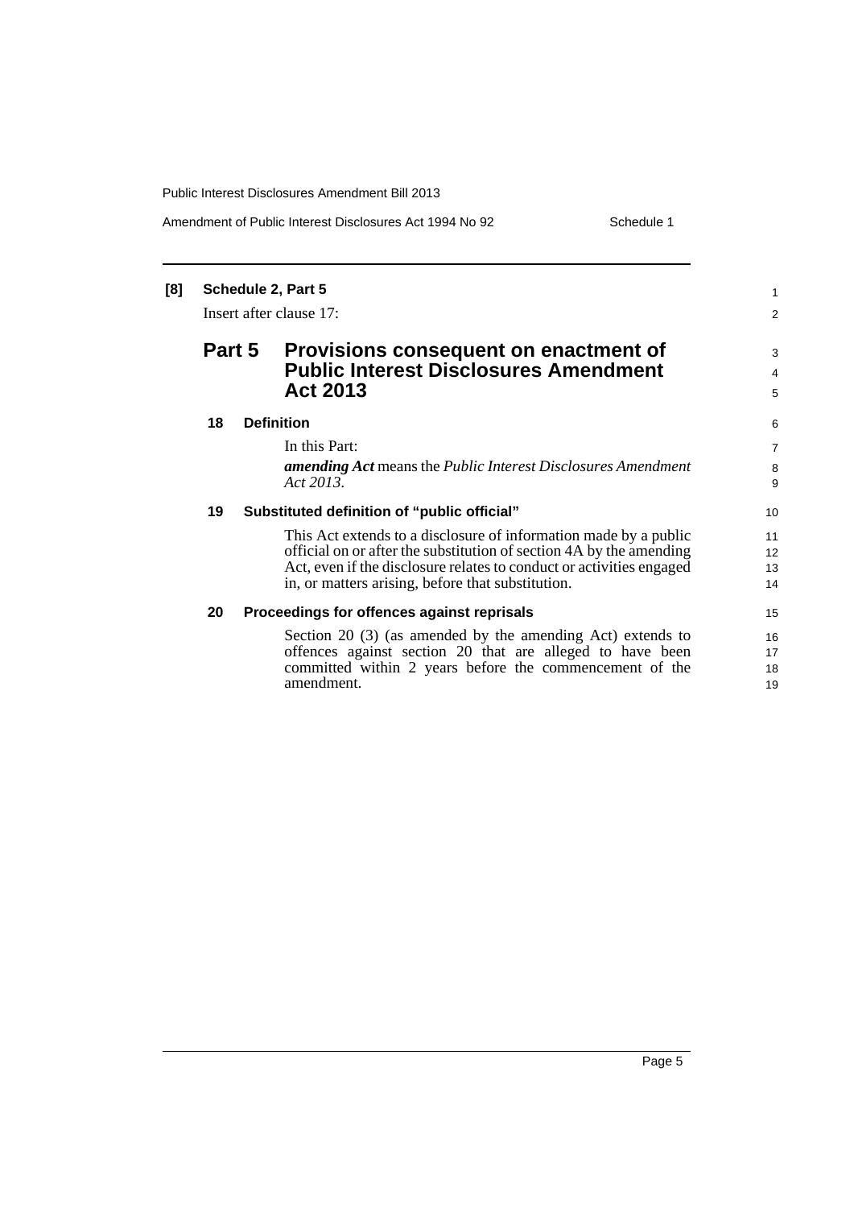**[8] Schedule 2, Part 5**

Insert after clause 17:

## Part 5 Provisions consequent on enactment of Public Interest Disclosures Amendment Act 2013

### 18 Definition

In this Part:

***amending Act*** means the *Public Interest Disclosures Amendment Act 2013*.

### 19 Substituted definition of "public official"

This Act extends to a disclosure of information made by a public official on or after the substitution of section 4A by the amending Act, even if the disclosure relates to conduct or activities engaged in, or matters arising, before that substitution.

### 20 Proceedings for offences against reprisals

Section 20 (3) (as amended by the amending Act) extends to offences against section 20 that are alleged to have been committed within 2 years before the commencement of the amendment.